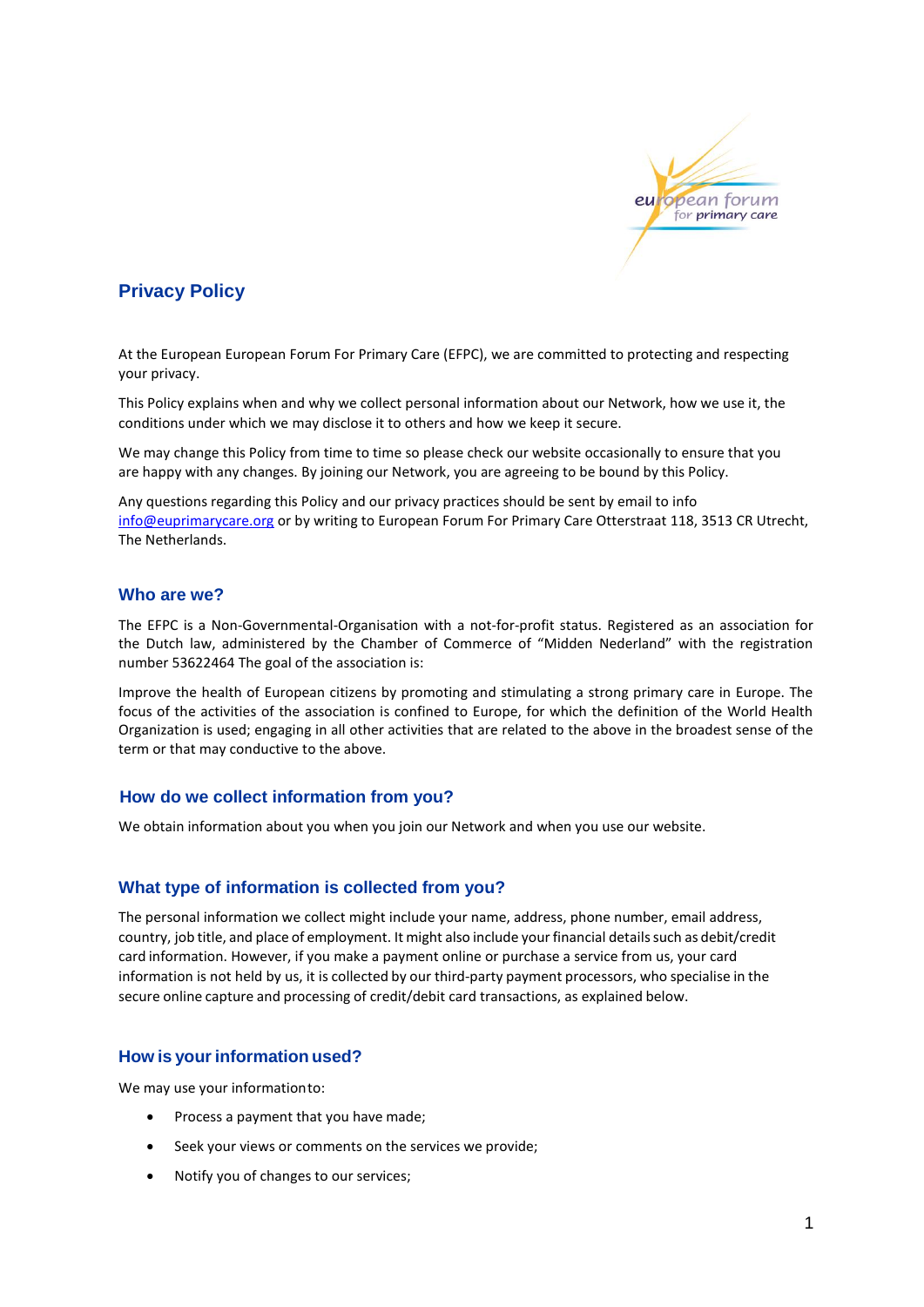## Privacy Policy

At the European European Forum For Primary Care (EFPC), we are committed to protecting and respecting your privacy.

This Policy explains when and why we collect personal information about our Network, how we use it, the conditions under which we may disclose it to others and how we keep it secure.

We may change this Policy from time to time so please check our website occasionally to ensure that you are happy with any changes. By joining our Network, you are agreeing to be bound by this Policy.

Any questions regarding this Policy and our privacy practices should be sent by email to info info@euprimarycare.org or by writing to European Forum For Primary Care Otterstraat 118, 3513 CR Utrecht, The Netherlands.

### Who are we?

The EFPC is a Non-Governmental-Organisation with a not-for-profit status. Registered as an association for the Dutch law, administered by the Chamber of Commerce of "Midden Nederland" with the registration number 53622464 The goal of the association is:

Improve the health of European citizens by promoting and stimulating a strong primary care in Europe. The focus of the activities of the association is confined to Europe, for which the definition of the World Health Organization is used; engaging in all other activities that are related to the above in the broadest sense of the term or that may conductive to the above.

### How do we collect information from you?

We obtain information about you when you join our Network and when you use our website.

### What type of information is collected from you?

The personal information we collect might include your name, address, phone number, email address, country, job title, and place of employment. It might also include your financial details such as debit/credit card information. However, if you make a payment online or purchase a service from us, your card information is not held by us, it is collected by our third-party payment processors, who specialise in the secure online capture and processing of credit/debit card transactions, as explained below.

### How is your information used?

We may use your informationto:

- Process a payment that you have made;
- Seek your views or comments on the services we provide;
- Notify you of changes to our services;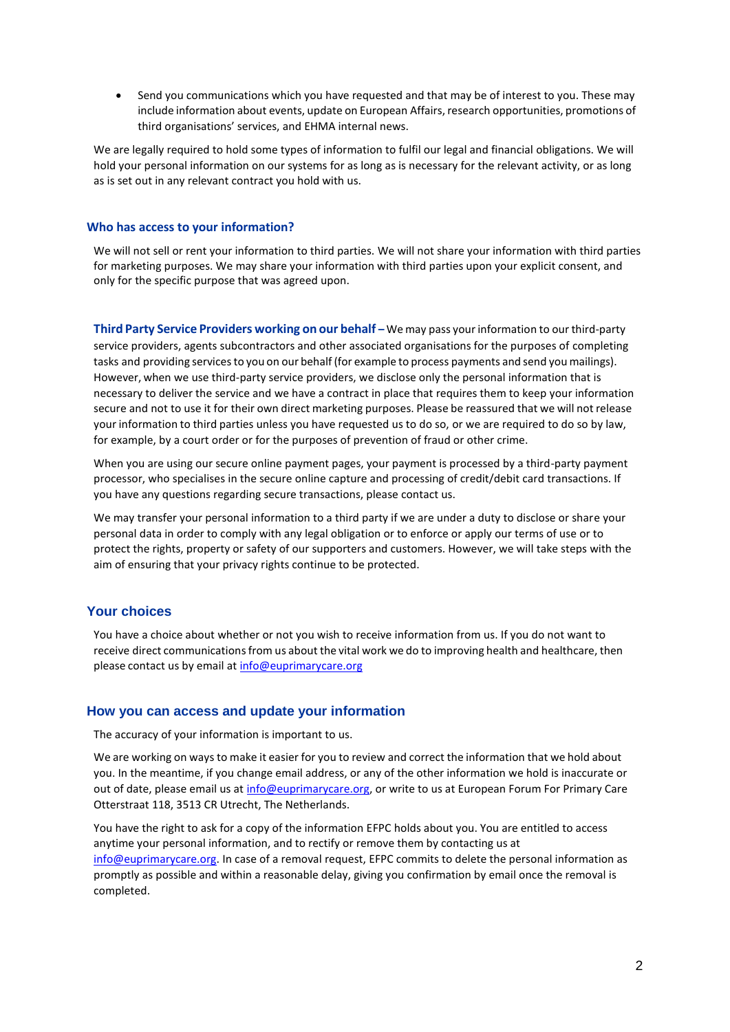- Send you communications which you have requested and that may be of interest to you. These may include information about events, update on European Affairs, research opportunities, promotions of third organisations' services, and EHMA internal news.

We are legally required to hold some types of information to fulfil our legal and financial obligations. We will hold your personal information on our systems for as long as is necessary for the relevant activity, or as long as is set out in any relevant contract you hold with us.

### Who has access to your information?

We will not sell or rent your information to third parties. We will not share your information with third parties for marketing purposes. We may share your information with third parties upon your explicit consent, and only for the specific purpose that was agreed upon.

**Third Party Service Providers working on our behalf –** We may pass your information to our third-party service providers, agents subcontractors and other associated organisations for the purposes of completing tasks and providing services to you on our behalf (for example to process payments and send you mailings). However, when we use third-party service providers, we disclose only the personal information that is necessary to deliver the service and we have a contract in place that requires them to keep your information secure and not to use it for their own direct marketing purposes. Please be reassured that we will not release your information to third parties unless you have requested us to do so, or we are required to do so by law, for example, by a court order or for the purposes of prevention of fraud or other crime.

When you are using our secure online payment pages, your payment is processed by a third-party payment processor, who specialises in the secure online capture and processing of credit/debit card transactions. If you have any questions regarding secure transactions, please contact us.

We may transfer your personal information to a third party if we are under a duty to disclose or share your personal data in order to comply with any legal obligation or to enforce or apply our terms of use or to protect the rights, property or safety of our supporters and customers. However, we will take steps with the aim of ensuring that your privacy rights continue to be protected.

## Your choices

You have a choice about whether or not you wish to receive information from us. If you do not want to receive direct communications from us about the vital work we do to improving health and healthcare, then please contact us by email at info@euprimarycare.org

## How you can access and update your information

The accuracy of your information is important to us.

We are working on ways to make it easier for you to review and correct the information that we hold about you. In the meantime, if you change email address, or any of the other information we hold is inaccurate or out of date, please email us at info@euprimarycare.org, or write to us at European Forum For Primary Care Otterstraat 118, 3513 CR Utrecht, The Netherlands.

You have the right to ask for a copy of the information EFPC holds about you. You are entitled to access anytime your personal information, and to rectify or remove them by contacting us at info@euprimarycare.org. In case of a removal request, EFPC commits to delete the personal information as promptly as possible and within a reasonable delay, giving you confirmation by email once the removal is completed.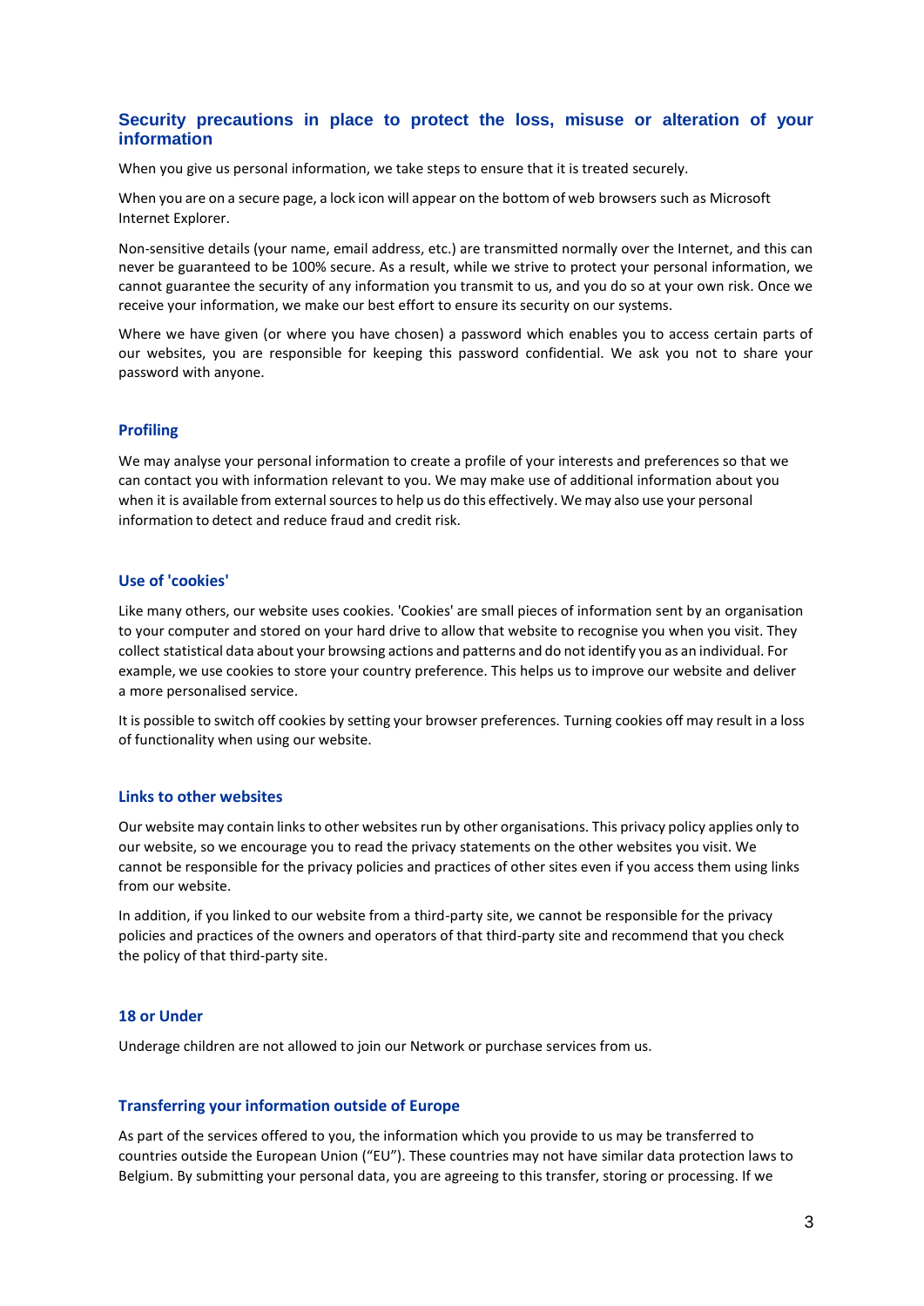## Security precautions in place to protect the loss, misuse or alteration of your information

When you give us personal information, we take steps to ensure that it is treated securely.

When you are on a secure page, a lock icon will appear on the bottom of web browsers such as Microsoft Internet Explorer.

Non-sensitive details (your name, email address, etc.) are transmitted normally over the Internet, and this can never be guaranteed to be 100% secure. As a result, while we strive to protect your personal information, we cannot guarantee the security of any information you transmit to us, and you do so at your own risk. Once we receive your information, we make our best effort to ensure its security on our systems.

Where we have given (or where you have chosen) a password which enables you to access certain parts of our websites, you are responsible for keeping this password confidential. We ask you not to share your password with anyone.

### Profiling

We may analyse your personal information to create a profile of your interests and preferences so that we can contact you with information relevant to you. We may make use of additional information about you when it is available from external sources to help us do this effectively. We may also use your personal information to detect and reduce fraud and credit risk.

### Use of 'cookies'

Like many others, our website uses cookies. 'Cookies' are small pieces of information sent by an organisation to your computer and stored on your hard drive to allow that website to recognise you when you visit. They collect statistical data about your browsing actions and patterns and do not identify you as an individual. For example, we use cookies to store your country preference. This helps us to improve our website and deliver a more personalised service.

It is possible to switch off cookies by setting your browser preferences. Turning cookies off may result in a loss of functionality when using our website.

### Links to other websites

Our website may contain links to other websites run by other organisations. This privacy policy applies only to our website, so we encourage you to read the privacy statements on the other websites you visit. We cannot be responsible for the privacy policies and practices of other sites even if you access them using links from our website.

In addition, if you linked to our website from a third-party site, we cannot be responsible for the privacy policies and practices of the owners and operators of that third-party site and recommend that you check the policy of that third-party site.

### 18 or Under

Underage children are not allowed to join our Network or purchase services from us.

### Transferring your information outside of Europe

As part of the services offered to you, the information which you provide to us may be transferred to countries outside the European Union ("EU"). These countries may not have similar data protection laws to Belgium. By submitting your personal data, you are agreeing to this transfer, storing or processing. If we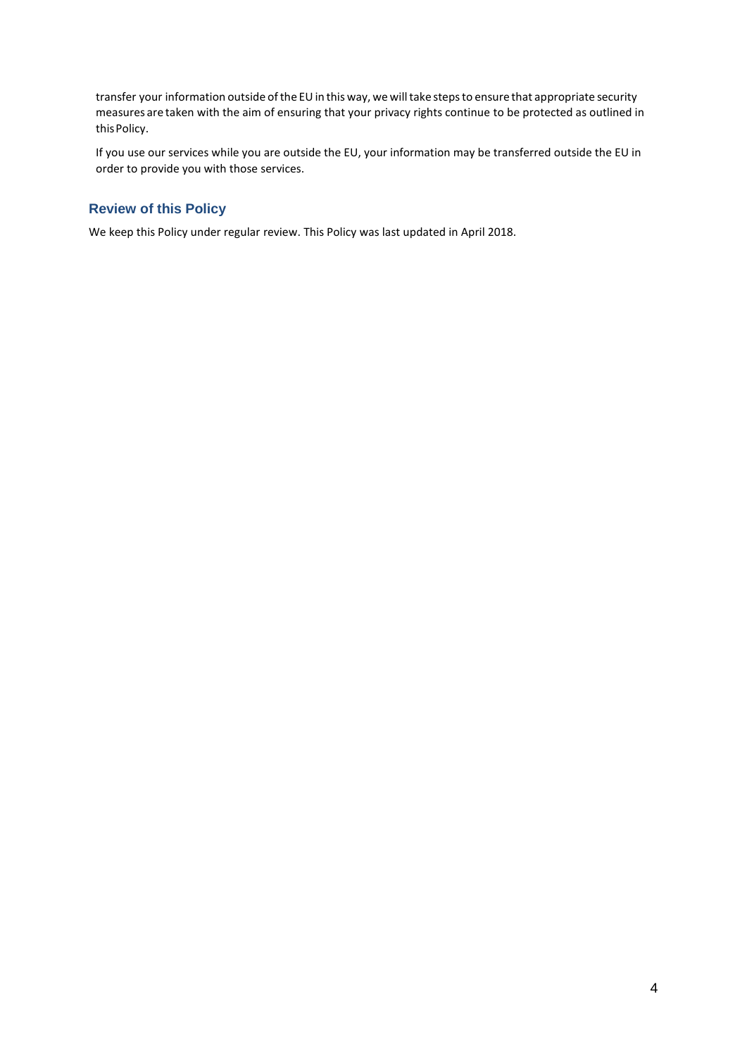transfer your information outside of the EU in this way, we will take steps to ensure that appropriate security measures are taken with the aim of ensuring that your privacy rights continue to be protected as outlined in this Policy.

If you use our services while you are outside the EU, your information may be transferred outside the EU in order to provide you with those services.

## Review of this Policy

We keep this Policy under regular review. This Policy was last updated in April 2018.